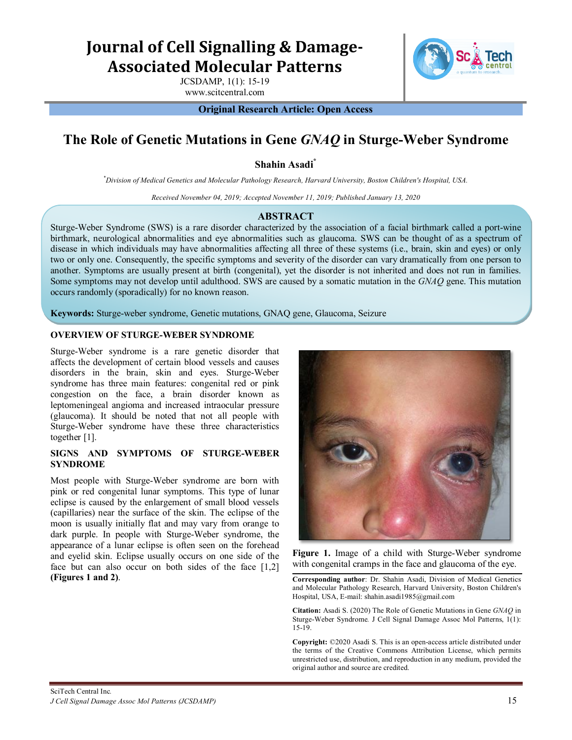# Journal of Cell Signalling & Damage-Associated Molecular Patterns

JCSDAMP, 1(1): 15-19

www.scitcentral.com

**Original Research Article: Open Access**

# The Role of Genetic Mutations in Gene *GNAQ* in Sturge-Weber Syndrome

**Shahin Asadi***

*Division of Medical Genetics and Molecular Pathology Research, Harvard University, Boston Children's Hospital, USA.*

*Received November 04, 2019; Accepted November 11, 2019; Published January 13, 2020*

## ABSTRACT

Sturge-Weber Syndrome (SWS) is a rare disorder characterized by the association of a facial birthmark called a port-wine birthmark, neurological abnormalities and eye abnormalities such as glaucoma. SWS can be thought of as a spectrum of disease in which individuals may have abnormalities affecting all three of these systems (i.e., brain, skin and eyes) or only two or only one. Consequently, the specific symptoms and severity of the disorder can vary dramatically from one person to another. Symptoms are usually present at birth (congenital), yet the disorder is not inherited and does not run in families. Some symptoms may not develop until adulthood. SWS are caused by a somatic mutation in the *GNAQ* gene. This mutation occurs randomly (sporadically) for no known reason.

**Keywords:** Sturge-weber syndrome, Genetic mutations, GNAQ gene, Glaucoma, Seizure

## OVERVIEW OF STURGE-WEBER SYNDROME

Sturge-Weber syndrome is a rare genetic disorder that affects the development of certain blood vessels and causes disorders in the brain, skin and eyes. Sturge-Weber syndrome has three main features: congenital red or pink congestion on the face, a brain disorder known as leptomeningeal angioma and increased intraocular pressure (glaucoma). It should be noted that not all people with Sturge-Weber syndrome have these three characteristics together [1].

## SIGNS AND SYMPTOMS OF STURGE-WEBER SYNDROME

Most people with Sturge-Weber syndrome are born with pink or red congenital lunar symptoms. This type of lunar eclipse is caused by the enlargement of small blood vessels (capillaries) near the surface of the skin. The eclipse of the moon is usually initially flat and may vary from orange to dark purple. In people with Sturge-Weber syndrome, the appearance of a lunar eclipse is often seen on the forehead and eyelid skin. Eclipse usually occurs on one side of the face but can also occur on both sides of the face [1,2] **(Figures 1 and 2)**.

**Figure 1.** Image of a child with Sturge-Weber syndrome with congenital cramps in the face and glaucoma of the eye.

**Corresponding author**: Dr. Shahin Asadi, Division of Medical Genetics and Molecular Pathology Research, Harvard University, Boston Children's Hospital, USA, E-mail: shahin.asadi1985@gmail.com

**Citation:** Asadi S. (2020) The Role of Genetic Mutations in Gene *GNAQ* in Sturge-Weber Syndrome. J Cell Signal Damage Assoc Mol Patterns, 1(1): 15-19.

**Copyright:** ©2020 Asadi S. This is an open-access article distributed under the terms of the Creative Commons Attribution License, which permits unrestricted use, distribution, and reproduction in any medium, provided the original author and source are credited.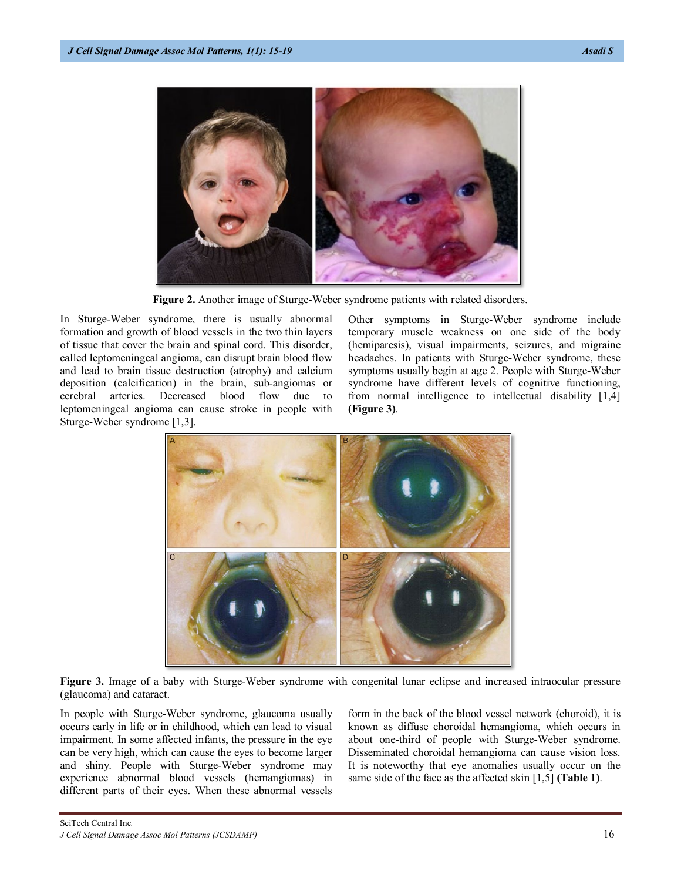**Figure 2.** Another image of Sturge-Weber syndrome patients with related disorders.

In Sturge-Weber syndrome, there is usually abnormal formation and growth of blood vessels in the two thin layers of tissue that cover the brain and spinal cord. This disorder, called leptomeningeal angioma, can disrupt brain blood flow and lead to brain tissue destruction (atrophy) and calcium deposition (calcification) in the brain, sub-angiomas or cerebral arteries. Decreased blood flow due to leptomeningeal angioma can cause stroke in people with Sturge-Weber syndrome [1,3].

Other symptoms in Sturge-Weber syndrome include temporary muscle weakness on one side of the body (hemiparesis), visual impairments, seizures, and migraine headaches. In patients with Sturge-Weber syndrome, these symptoms usually begin at age 2. People with Sturge-Weber syndrome have different levels of cognitive functioning, from normal intelligence to intellectual disability [1,4] **(Figure 3)**.

**Figure 3.** Image of a baby with Sturge-Weber syndrome with congenital lunar eclipse and increased intraocular pressure (glaucoma) and cataract.

In people with Sturge-Weber syndrome, glaucoma usually occurs early in life or in childhood, which can lead to visual impairment. In some affected infants, the pressure in the eye can be very high, which can cause the eyes to become larger and shiny. People with Sturge-Weber syndrome may experience abnormal blood vessels (hemangiomas) in different parts of their eyes. When these abnormal vessels form in the back of the blood vessel network (choroid), it is known as diffuse choroidal hemangioma, which occurs in about one-third of people with Sturge-Weber syndrome. Disseminated choroidal hemangioma can cause vision loss. It is noteworthy that eye anomalies usually occur on the same side of the face as the affected skin [1,5] **(Table 1)**.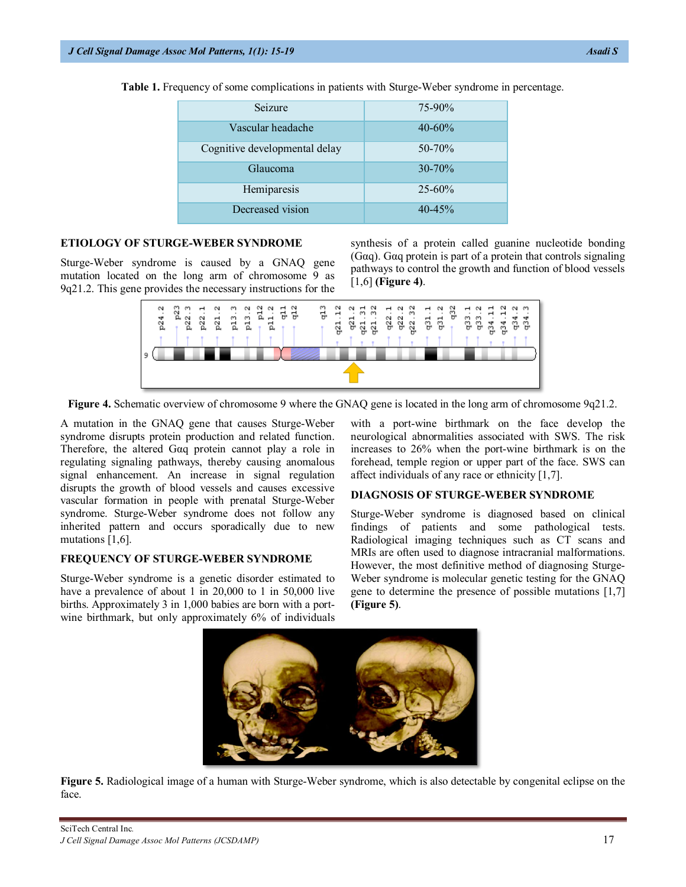Table 1. Frequency of some complications in patients with Sturge-Weber syndrome in percentage.

| Seizure | 75-90% |
|---|---|
| Vascular headache | 40-60% |
| Cognitive developmental delay | 50-70% |
| Glaucoma | 30-70% |
| Hemiparesis | 25-60% |
| Decreased vision | 40-45% |

## ETIOLOGY OF STURGE-WEBER SYNDROME

Sturge-Weber syndrome is caused by a GNAQ gene mutation located on the long arm of chromosome 9 as 9q21.2. This gene provides the necessary instructions for the synthesis of a protein called guanine nucleotide bonding (Gαq). Gαq protein is part of a protein that controls signaling pathways to control the growth and function of blood vessels [1,6] **(Figure 4)**.

**Figure 4.** Schematic overview of chromosome 9 where the GNAQ gene is located in the long arm of chromosome 9q21.2.

A mutation in the GNAQ gene that causes Sturge-Weber syndrome disrupts protein production and related function. Therefore, the altered Gαq protein cannot play a role in regulating signaling pathways, thereby causing anomalous signal enhancement. An increase in signal regulation disrupts the growth of blood vessels and causes excessive vascular formation in people with prenatal Sturge-Weber syndrome. Sturge-Weber syndrome does not follow any inherited pattern and occurs sporadically due to new mutations [1,6].

## FREQUENCY OF STURGE-WEBER SYNDROME

Sturge-Weber syndrome is a genetic disorder estimated to have a prevalence of about 1 in 20,000 to 1 in 50,000 live births. Approximately 3 in 1,000 babies are born with a port-wine birthmark, but only approximately 6% of individuals with a port-wine birthmark on the face develop the neurological abnormalities associated with SWS. The risk increases to 26% when the port-wine birthmark is on the forehead, temple region or upper part of the face. SWS can affect individuals of any race or ethnicity [1,7].

## DIAGNOSIS OF STURGE-WEBER SYNDROME

Sturge-Weber syndrome is diagnosed based on clinical findings of patients and some pathological tests. Radiological imaging techniques such as CT scans and MRIs are often used to diagnose intracranial malformations. However, the most definitive method of diagnosing Sturge-Weber syndrome is molecular genetic testing for the GNAQ gene to determine the presence of possible mutations [1,7] **(Figure 5)**.

**Figure 5.** Radiological image of a human with Sturge-Weber syndrome, which is also detectable by congenital eclipse on the face.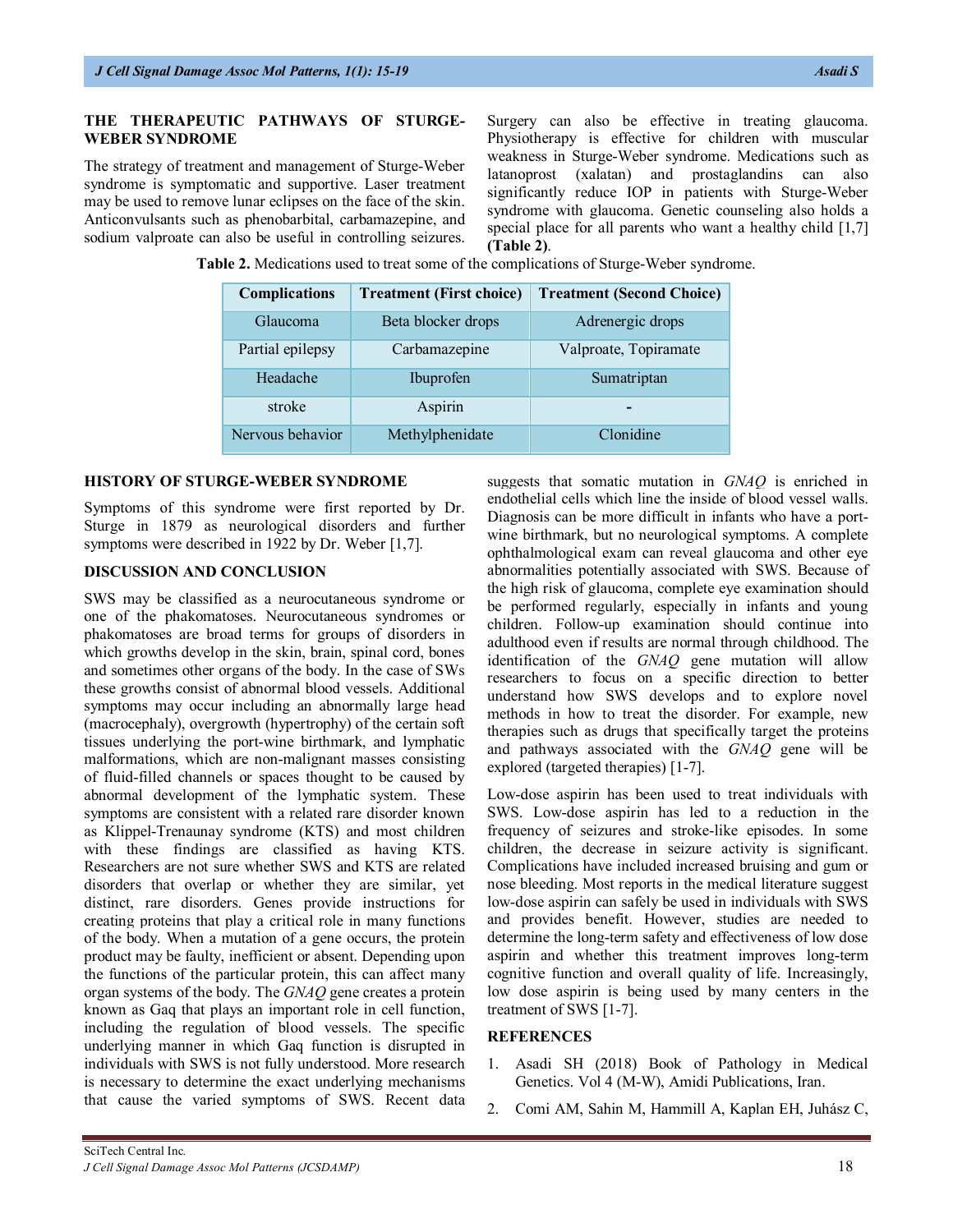## THE THERAPEUTIC PATHWAYS OF STURGE-WEBER SYNDROME

The strategy of treatment and management of Sturge-Weber syndrome is symptomatic and supportive. Laser treatment may be used to remove lunar eclipses on the face of the skin. Anticonvulsants such as phenobarbital, carbamazepine, and sodium valproate can also be useful in controlling seizures. Surgery can also be effective in treating glaucoma. Physiotherapy is effective for children with muscular weakness in Sturge-Weber syndrome. Medications such as latanoprost (xalatan) and prostaglandins can also significantly reduce IOP in patients with Sturge-Weber syndrome with glaucoma. Genetic counseling also holds a special place for all parents who want a healthy child [1,7] **(Table 2)**.

**Table 2.** Medications used to treat some of the complications of Sturge-Weber syndrome.

| Complications | Treatment (First choice) | Treatment (Second Choice) |
|---|---|---|
| Glaucoma | Beta blocker drops | Adrenergic drops |
| Partial epilepsy | Carbamazepine | Valproate, Topiramate |
| Headache | Ibuprofen | Sumatriptan |
| stroke | Aspirin | - |
| Nervous behavior | Methylphenidate | Clonidine |

## HISTORY OF STURGE-WEBER SYNDROME

Symptoms of this syndrome were first reported by Dr. Sturge in 1879 as neurological disorders and further symptoms were described in 1922 by Dr. Weber [1,7].

## DISCUSSION AND CONCLUSION

SWS may be classified as a neurocutaneous syndrome or one of the phakomatoses. Neurocutaneous syndromes or phakomatoses are broad terms for groups of disorders in which growths develop in the skin, brain, spinal cord, bones and sometimes other organs of the body. In the case of SWs these growths consist of abnormal blood vessels. Additional symptoms may occur including an abnormally large head (macrocephaly), overgrowth (hypertrophy) of the certain soft tissues underlying the port-wine birthmark, and lymphatic malformations, which are non-malignant masses consisting of fluid-filled channels or spaces thought to be caused by abnormal development of the lymphatic system. These symptoms are consistent with a related rare disorder known as Klippel-Trenaunay syndrome (KTS) and most children with these findings are classified as having KTS. Researchers are not sure whether SWS and KTS are related disorders that overlap or whether they are similar, yet distinct, rare disorders. Genes provide instructions for creating proteins that play a critical role in many functions of the body. When a mutation of a gene occurs, the protein product may be faulty, inefficient or absent. Depending upon the functions of the particular protein, this can affect many organ systems of the body. The *GNAQ* gene creates a protein known as Gαq that plays an important role in cell function, including the regulation of blood vessels. The specific underlying manner in which Gαq function is disrupted in individuals with SWS is not fully understood. More research is necessary to determine the exact underlying mechanisms that cause the varied symptoms of SWS. Recent data suggests that somatic mutation in *GNAQ* is enriched in endothelial cells which line the inside of blood vessel walls. Diagnosis can be more difficult in infants who have a port-wine birthmark, but no neurological symptoms. A complete ophthalmological exam can reveal glaucoma and other eye abnormalities potentially associated with SWS. Because of the high risk of glaucoma, complete eye examination should be performed regularly, especially in infants and young children. Follow-up examination should continue into adulthood even if results are normal through childhood. The identification of the *GNAQ* gene mutation will allow researchers to focus on a specific direction to better understand how SWS develops and to explore novel methods in how to treat the disorder. For example, new therapies such as drugs that specifically target the proteins and pathways associated with the *GNAQ* gene will be explored (targeted therapies) [1-7].

Low-dose aspirin has been used to treat individuals with SWS. Low-dose aspirin has led to a reduction in the frequency of seizures and stroke-like episodes. In some children, the decrease in seizure activity is significant. Complications have included increased bruising and gum or nose bleeding. Most reports in the medical literature suggest low-dose aspirin can safely be used in individuals with SWS and provides benefit. However, studies are needed to determine the long-term safety and effectiveness of low dose aspirin and whether this treatment improves long-term cognitive function and overall quality of life. Increasingly, low dose aspirin is being used by many centers in the treatment of SWS [1-7].

## REFERENCES

1. Asadi SH (2018) Book of Pathology in Medical Genetics. Vol 4 (M-W), Amidi Publications, Iran.
2. Comi AM, Sahin M, Hammill A, Kaplan EH, Juhász C,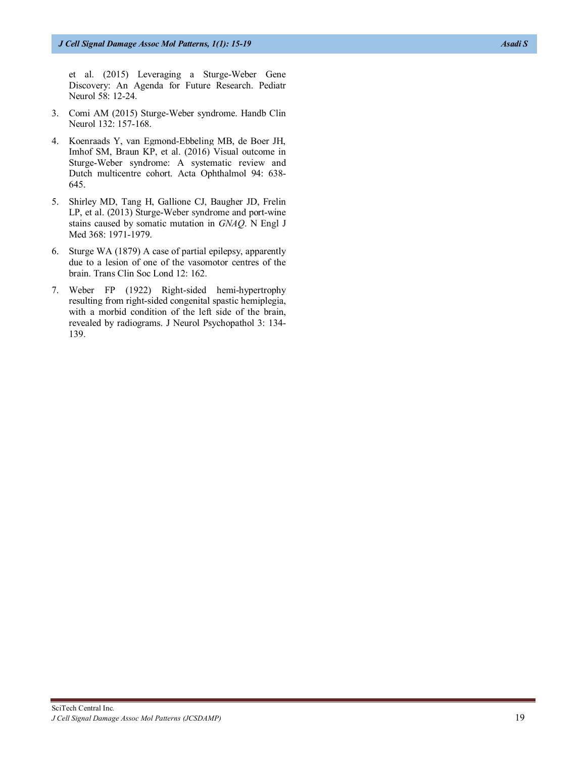et al. (2015) Leveraging a Sturge-Weber Gene Discovery: An Agenda for Future Research. Pediatr Neurol 58: 12-24.

3. Comi AM (2015) Sturge-Weber syndrome. Handb Clin Neurol 132: 157-168.

4. Koenraads Y, van Egmond-Ebbeling MB, de Boer JH, Imhof SM, Braun KP, et al. (2016) Visual outcome in Sturge-Weber syndrome: A systematic review and Dutch multicentre cohort. Acta Ophthalmol 94: 638-645.

5. Shirley MD, Tang H, Gallione CJ, Baugher JD, Frelin LP, et al. (2013) Sturge-Weber syndrome and port-wine stains caused by somatic mutation in *GNAQ*. N Engl J Med 368: 1971-1979.

6. Sturge WA (1879) A case of partial epilepsy, apparently due to a lesion of one of the vasomotor centres of the brain. Trans Clin Soc Lond 12: 162.

7. Weber FP (1922) Right-sided hemi-hypertrophy resulting from right-sided congenital spastic hemiplegia, with a morbid condition of the left side of the brain, revealed by radiograms. J Neurol Psychopathol 3: 134-139.